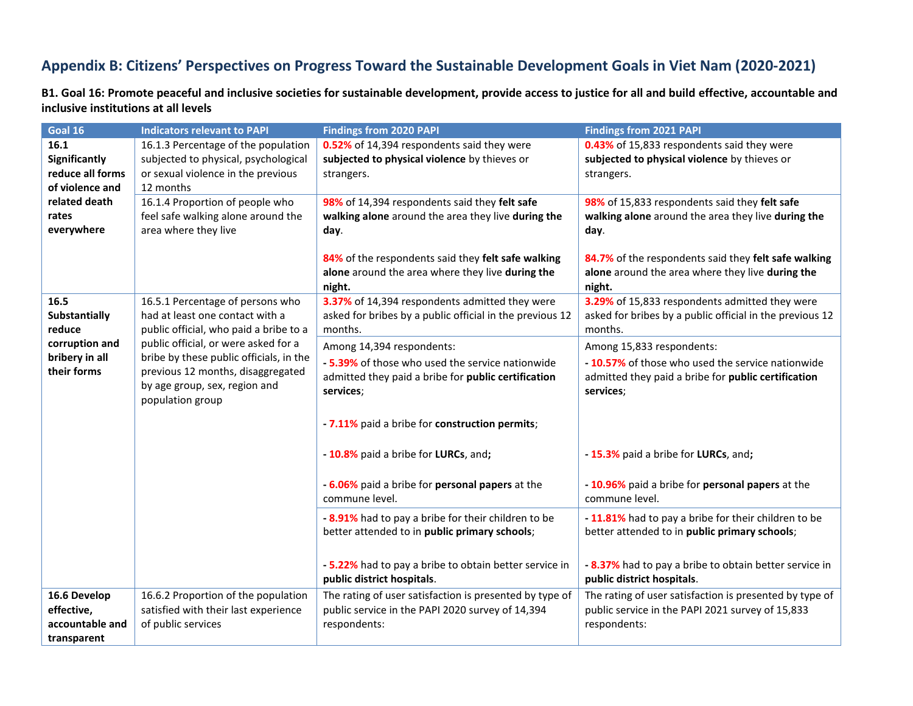## Appendix B: Citizens' Perspectives on Progress Toward the Sustainable Development Goals in Viet Nam (2020-2021)

**B1. Goal 16: Promote peaceful and inclusive societies for sustainable development, provide access to justice for all and build effective, accountable and inclusive institutions at all levels**

| Goal 16 | Indicators relevant to PAPI | Findings from 2020 PAPI | Findings from 2021 PAPI |
|---|---|---|---|
| **16.1 Significantly reduce all forms of violence and related death rates everywhere** | 16.1.3 Percentage of the population subjected to physical, psychological or sexual violence in the previous 12 months | 0.52% of 14,394 respondents said they were **subjected to physical violence** by thieves or strangers. | 0.43% of 15,833 respondents said they were **subjected to physical violence** by thieves or strangers. |
| | 16.1.4 Proportion of people who feel safe walking alone around the area where they live | 98% of 14,394 respondents said they **felt safe walking alone** around the area they live **during the day**.<br><br>84% of the respondents said they **felt safe walking alone** around the area where they live **during the night.** | 98% of 15,833 respondents said they **felt safe walking alone** around the area they live **during the day**.<br><br>84.7% of the respondents said they **felt safe walking alone** around the area where they live **during the night.** |
| **16.5 Substantially reduce corruption and bribery in all their forms** | 16.5.1 Percentage of persons who had at least one contact with a public official, who paid a bribe to a public official, or were asked for a bribe by these public officials, in the previous 12 months, disaggregated by age group, sex, region and population group | 3.37% of 14,394 respondents admitted they were asked for bribes by a public official in the previous 12 months. | 3.29% of 15,833 respondents admitted they were asked for bribes by a public official in the previous 12 months. |
| | | Among 14,394 respondents:<br>- 5.39% of those who used the service nationwide admitted they paid a bribe for **public certification services**;<br><br>- 7.11% paid a bribe for **construction permits**;<br><br>- 10.8% paid a bribe for **LURCs**, and**;**<br><br>- 6.06% paid a bribe for **personal papers** at the commune level. | Among 15,833 respondents:<br>- 10.57% of those who used the service nationwide admitted they paid a bribe for **public certification services**;<br><br>- 15.3% paid a bribe for **LURCs**, and**;**<br><br>- 10.96% paid a bribe for **personal papers** at the commune level. |
| | | - 8.91% had to pay a bribe for their children to be better attended to in **public primary schools**;<br><br>- 5.22% had to pay a bribe to obtain better service in **public district hospitals**. | - 11.81% had to pay a bribe for their children to be better attended to in **public primary schools**;<br><br>- 8.37% had to pay a bribe to obtain better service in **public district hospitals**. |
| **16.6 Develop effective, accountable and transparent** | 16.6.2 Proportion of the population satisfied with their last experience of public services | The rating of user satisfaction is presented by type of public service in the PAPI 2020 survey of 14,394 respondents: | The rating of user satisfaction is presented by type of public service in the PAPI 2021 survey of 15,833 respondents: |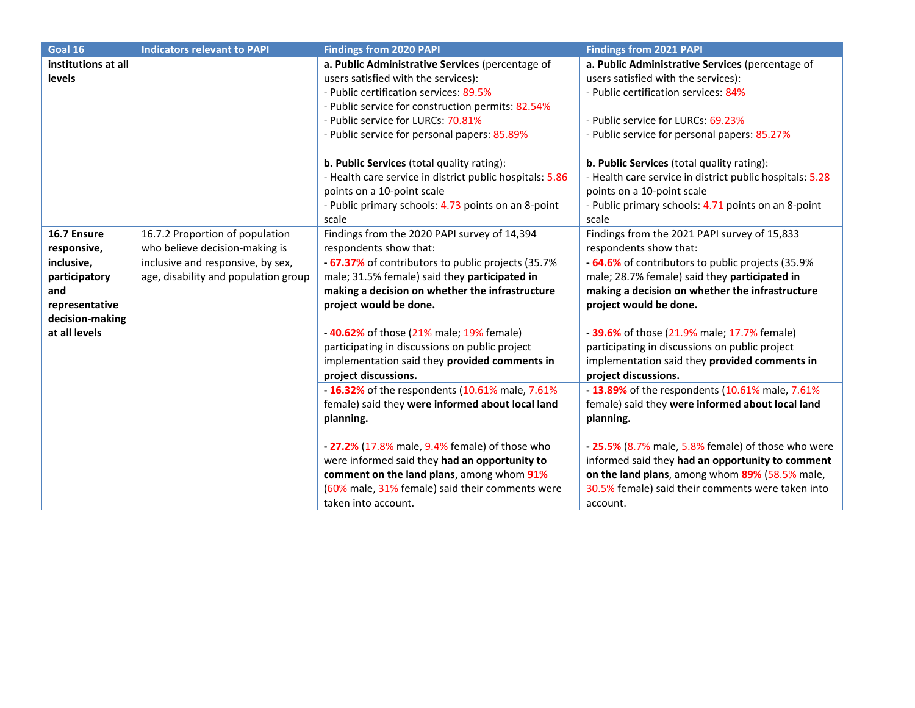| Goal 16 | Indicators relevant to PAPI | Findings from 2020 PAPI | Findings from 2021 PAPI |
|---|---|---|---|
| **institutions at all levels** | | **a. Public Administrative Services** (percentage of users satisfied with the services):<br>- Public certification services: 89.5%<br>- Public service for construction permits: 82.54%<br>- Public service for LURCs: 70.81%<br>- Public service for personal papers: 85.89%<br><br>**b. Public Services** (total quality rating):<br>- Health care service in district public hospitals: 5.86 points on a 10-point scale<br>- Public primary schools: 4.73 points on an 8-point scale | **a. Public Administrative Services** (percentage of users satisfied with the services):<br>- Public certification services: 84%<br><br>- Public service for LURCs: 69.23%<br>- Public service for personal papers: 85.27%<br><br>**b. Public Services** (total quality rating):<br>- Health care service in district public hospitals: 5.28 points on a 10-point scale<br>- Public primary schools: 4.71 points on an 8-point scale |
| **16.7 Ensure responsive, inclusive, participatory and representative decision-making at all levels** | 16.7.2 Proportion of population who believe decision-making is inclusive and responsive, by sex, age, disability and population group | Findings from the 2020 PAPI survey of 14,394 respondents show that:<br>**- 67.37%** of contributors to public projects (35.7% male; 31.5% female) said they **participated in making a decision on whether the infrastructure project would be done.**<br><br>- **40.62%** of those (21% male; 19% female) participating in discussions on public project implementation said they **provided comments in project discussions.** | Findings from the 2021 PAPI survey of 15,833 respondents show that:<br>**- 64.6%** of contributors to public projects (35.9% male; 28.7% female) said they **participated in making a decision on whether the infrastructure project would be done.**<br><br>- **39.6%** of those (21.9% male; 17.7% female) participating in discussions on public project implementation said they **provided comments in project discussions.** |
| | | **- 16.32%** of the respondents (10.61% male, 7.61% female) said they **were informed about local land planning.**<br><br>**- 27.2%** (17.8% male, 9.4% female) of those who were informed said they **had an opportunity to comment on the land plans**, among whom **91%** (60% male, 31% female) said their comments were taken into account. | **- 13.89%** of the respondents (10.61% male, 7.61% female) said they **were informed about local land planning.**<br><br>**- 25.5%** (8.7% male, 5.8% female) of those who were informed said they **had an opportunity to comment on the land plans**, among whom **89%** (58.5% male, 30.5% female) said their comments were taken into account. |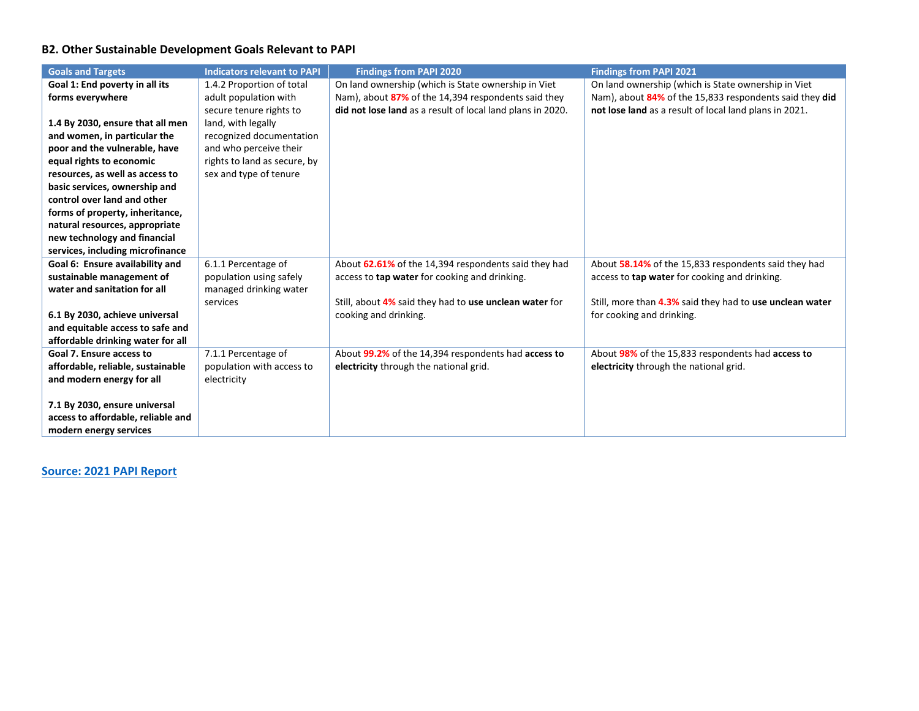### B2. Other Sustainable Development Goals Relevant to PAPI

| Goals and Targets | Indicators relevant to PAPI | Findings from PAPI 2020 | Findings from PAPI 2021 |
|---|---|---|---|
| **Goal 1: End poverty in all its forms everywhere**<br><br>**1.4 By 2030, ensure that all men and women, in particular the poor and the vulnerable, have equal rights to economic resources, as well as access to basic services, ownership and control over land and other forms of property, inheritance, natural resources, appropriate new technology and financial services, including microfinance** | 1.4.2 Proportion of total adult population with secure tenure rights to land, with legally recognized documentation and who perceive their rights to land as secure, by sex and type of tenure | On land ownership (which is State ownership in Viet Nam), about **87%** of the 14,394 respondents said they **did not lose land** as a result of local land plans in 2020. | On land ownership (which is State ownership in Viet Nam), about **84%** of the 15,833 respondents said they **did not lose land** as a result of local land plans in 2021. |
| **Goal 6: Ensure availability and sustainable management of water and sanitation for all**<br><br>**6.1 By 2030, achieve universal and equitable access to safe and affordable drinking water for all** | 6.1.1 Percentage of population using safely managed drinking water services | About **62.61%** of the 14,394 respondents said they had access to **tap water** for cooking and drinking.<br><br>Still, about **4%** said they had to **use unclean water** for cooking and drinking. | About **58.14%** of the 15,833 respondents said they had access to **tap water** for cooking and drinking.<br><br>Still, more than **4.3%** said they had to **use unclean water** for cooking and drinking. |
| **Goal 7. Ensure access to affordable, reliable, sustainable and modern energy for all**<br><br>**7.1 By 2030, ensure universal access to affordable, reliable and modern energy services** | 7.1.1 Percentage of population with access to electricity | About **99.2%** of the 14,394 respondents had **access to electricity** through the national grid. | About **98%** of the 15,833 respondents had **access to electricity** through the national grid. |

**Source: 2021 PAPI Report**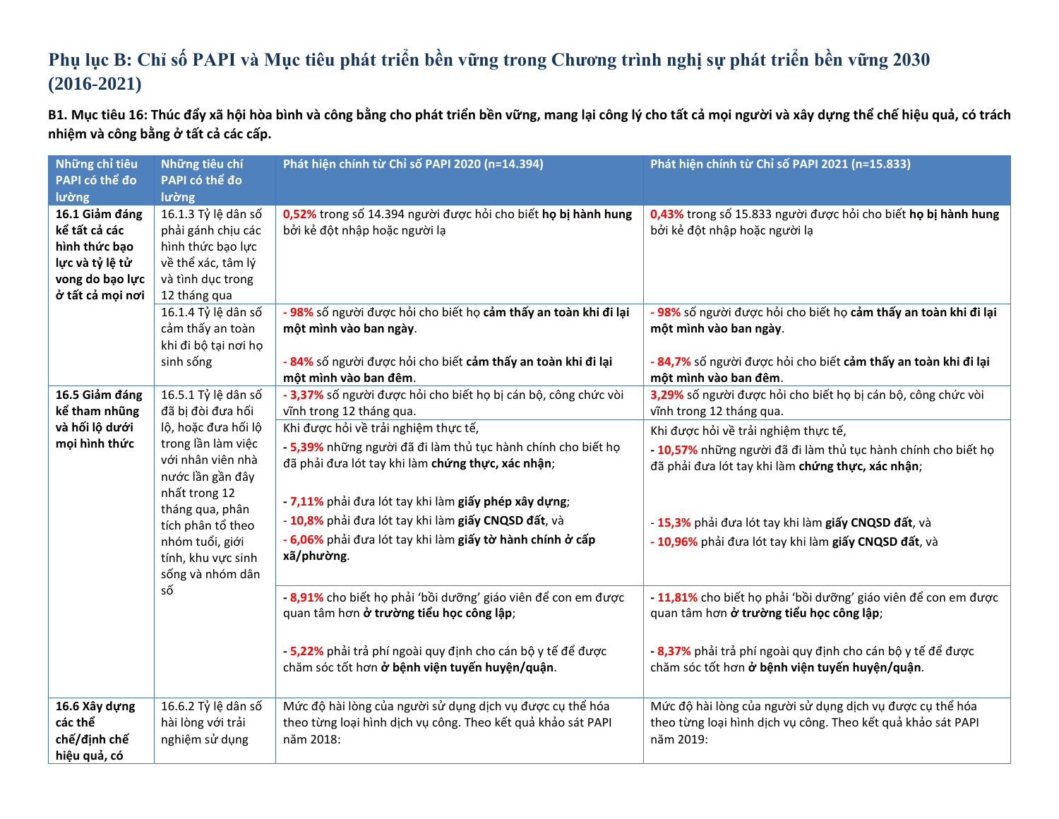## Phụ lục B: Chỉ số PAPI và Mục tiêu phát triển bền vững trong Chương trình nghị sự phát triển bền vững 2030 (2016-2021)

**B1. Mục tiêu 16: Thúc đẩy xã hội hòa bình và công bằng cho phát triển bền vững, mang lại công lý cho tất cả mọi người và xây dựng thể chế hiệu quả, có trách nhiệm và công bằng ở tất cả các cấp.**

| Những chỉ tiêu PAPI có thể đo lường | Những tiêu chí PAPI có thể đo lường | Phát hiện chính từ Chỉ số PAPI 2020 (n=14.394) | Phát hiện chính từ Chỉ số PAPI 2021 (n=15.833) |
|---|---|---|---|
| **16.1 Giảm đáng kể tất cả các hình thức bạo lực và tỷ lệ tử vong do bạo lực ở tất cả mọi nơi** | 16.1.3 Tỷ lệ dân số phải gánh chịu các hình thức bạo lực về thể xác, tâm lý và tình dục trong 12 tháng qua | **0,52%** trong số 14.394 người được hỏi cho biết **họ bị hành hung** bởi kẻ đột nhập hoặc người lạ | **0,43%** trong số 15.833 người được hỏi cho biết **họ bị hành hung** bởi kẻ đột nhập hoặc người lạ |
| | 16.1.4 Tỷ lệ dân số cảm thấy an toàn khi đi bộ tại nơi họ sinh sống | - **98%** số người được hỏi cho biết họ **cảm thấy an toàn khi đi lại một mình vào ban ngày**.<br><br>- **84%** số người được hỏi cho biết **cảm thấy an toàn khi đi lại một mình vào ban đêm**. | - **98%** số người được hỏi cho biết họ **cảm thấy an toàn khi đi lại một mình vào ban ngày**.<br><br>- **84,7%** số người được hỏi cho biết **cảm thấy an toàn khi đi lại một mình vào ban đêm**. |
| **16.5 Giảm đáng kể tham nhũng và hối lộ dưới mọi hình thức** | 16.5.1 Tỷ lệ dân số đã bị đòi đưa hối lộ, hoặc đưa hối lộ trong lần làm việc với nhân viên nhà nước lần gần đây nhất trong 12 tháng qua, phân tích phân tổ theo nhóm tuổi, giới tính, khu vực sinh sống và nhóm dân số | - **3,37%** số người được hỏi cho biết họ bị cán bộ, công chức vòi vĩnh trong 12 tháng qua. | **3,29%** số người được hỏi cho biết họ bị cán bộ, công chức vòi vĩnh trong 12 tháng qua. |
| | | Khi được hỏi về trải nghiệm thực tế,<br>- **5,39%** những người đã đi làm thủ tục hành chính cho biết họ đã phải đưa lót tay khi làm **chứng thực, xác nhận**;<br><br>- **7,11%** phải đưa lót tay khi làm **giấy phép xây dựng**;<br>- **10,8%** phải đưa lót tay khi làm **giấy CNQSD đất**, và<br>- **6,06%** phải đưa lót tay khi làm **giấy tờ hành chính ở cấp xã/phường**. | Khi được hỏi về trải nghiệm thực tế,<br>- **10,57%** những người đã đi làm thủ tục hành chính cho biết họ đã phải đưa lót tay khi làm **chứng thực, xác nhận**;<br><br>- **15,3%** phải đưa lót tay khi làm **giấy CNQSD đất**, và<br>- **10,96%** phải đưa lót tay khi làm **giấy CNQSD đất**, và |
| | | - **8,91%** cho biết họ phải 'bồi dưỡng' giáo viên để con em được quan tâm hơn ***ở trường tiểu học công lập***;<br><br>- **5,22%** phải trả phí ngoài quy định cho cán bộ y tế để được chăm sóc tốt hơn ***ở bệnh viện tuyến huyện/quận***. | - **11,81%** cho biết họ phải 'bồi dưỡng' giáo viên để con em được quan tâm hơn ***ở trường tiểu học công lập***;<br><br>- **8,37%** phải trả phí ngoài quy định cho cán bộ y tế để được chăm sóc tốt hơn ***ở bệnh viện tuyến huyện/quận***. |
| **16.6 Xây dựng các thể chế/định chế hiệu quả, có** | 16.6.2 Tỷ lệ dân số hài lòng với trải nghiệm sử dụng | Mức độ hài lòng của người sử dụng dịch vụ được cụ thể hóa theo từng loại hình dịch vụ công. Theo kết quả khảo sát PAPI năm 2018: | Mức độ hài lòng của người sử dụng dịch vụ được cụ thể hóa theo từng loại hình dịch vụ công. Theo kết quả khảo sát PAPI năm 2019: |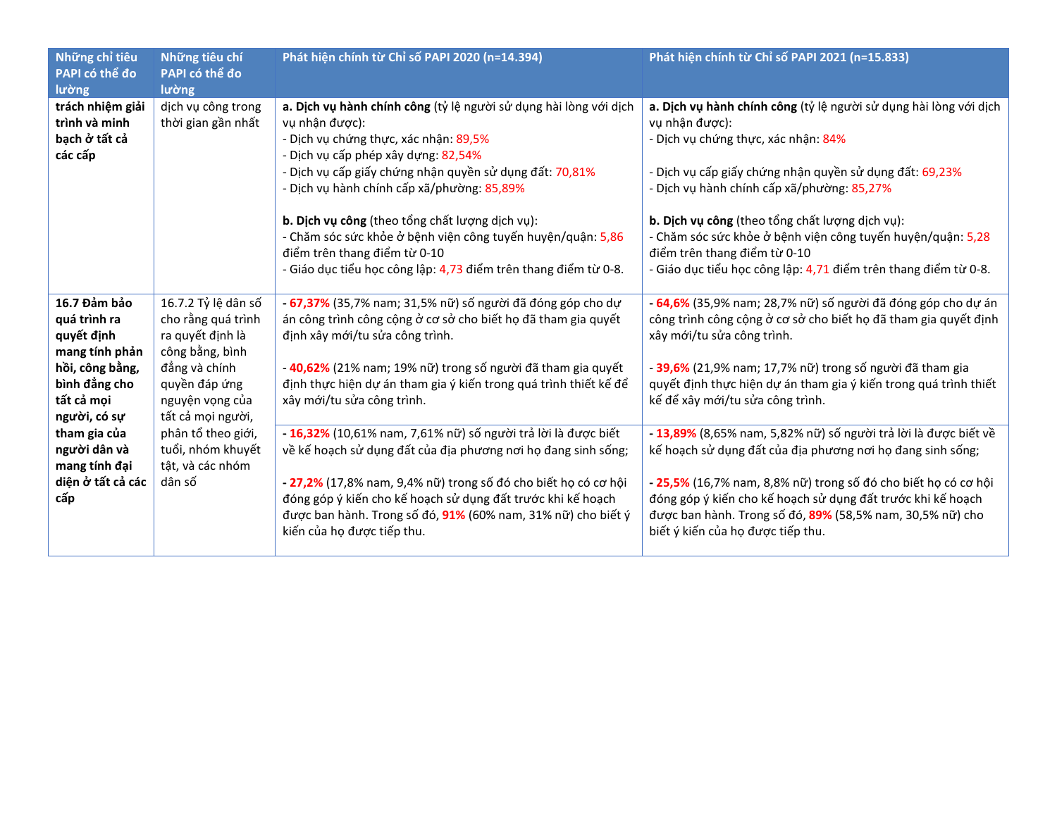| Những chỉ tiêu PAPI có thể đo lường | Những tiêu chí PAPI có thể đo lường | Phát hiện chính từ Chỉ số PAPI 2020 (n=14.394) | Phát hiện chính từ Chỉ số PAPI 2021 (n=15.833) |
|---|---|---|---|
| **trách nhiệm giải trình và minh bạch ở tất cả các cấp** | dịch vụ công trong thời gian gần nhất | **a. Dịch vụ hành chính công** (tỷ lệ người sử dụng hài lòng với dịch vụ nhận được):<br>- Dịch vụ chứng thực, xác nhận: 89,5%<br>- Dịch vụ cấp phép xây dựng: 82,54%<br>- Dịch vụ cấp giấy chứng nhận quyền sử dụng đất: 70,81%<br>- Dịch vụ hành chính cấp xã/phường: 85,89%<br><br>**b. Dịch vụ công** (theo tổng chất lượng dịch vụ):<br>- Chăm sóc sức khỏe ở bệnh viện công tuyến huyện/quận: 5,86 điểm trên thang điểm từ 0-10<br>- Giáo dục tiểu học công lập: 4,73 điểm trên thang điểm từ 0-8. | **a. Dịch vụ hành chính công** (tỷ lệ người sử dụng hài lòng với dịch vụ nhận được):<br>- Dịch vụ chứng thực, xác nhận: 84%<br><br>- Dịch vụ cấp giấy chứng nhận quyền sử dụng đất: 69,23%<br>- Dịch vụ hành chính cấp xã/phường: 85,27%<br><br>**b. Dịch vụ công** (theo tổng chất lượng dịch vụ):<br>- Chăm sóc sức khỏe ở bệnh viện công tuyến huyện/quận: 5,28 điểm trên thang điểm từ 0-10<br>- Giáo dục tiểu học công lập: 4,71 điểm trên thang điểm từ 0-8. |
| **16.7 Đảm bảo quá trình ra quyết định mang tính phản hồi, công bằng, bình đẳng cho tất cả mọi người, có sự tham gia của người dân và mang tính đại diện ở tất cả các cấp** | 16.7.2 Tỷ lệ dân số cho rằng quá trình ra quyết định là công bằng, bình đẳng và chính quyền đáp ứng nguyện vọng của tất cả mọi người, phân tổ theo giới, tuổi, nhóm khuyết tật, và các nhóm dân số | **- 67,37%** (35,7% nam; 31,5% nữ) số người đã đóng góp cho dự án công trình công cộng ở cơ sở cho biết họ đã tham gia quyết định xây mới/tu sửa công trình.<br><br>**- 40,62%** (21% nam; 19% nữ) trong số người đã tham gia quyết định thực hiện dự án tham gia ý kiến trong quá trình thiết kế để xây mới/tu sửa công trình. | **- 64,6%** (35,9% nam; 28,7% nữ) số người đã đóng góp cho dự án công trình công cộng ở cơ sở cho biết họ đã tham gia quyết định xây mới/tu sửa công trình.<br><br>**- 39,6%** (21,9% nam; 17,7% nữ) trong số người đã tham gia quyết định thực hiện dự án tham gia ý kiến trong quá trình thiết kế để xây mới/tu sửa công trình. |
| | | **- 16,32%** (10,61% nam, 7,61% nữ) số người trả lời là được biết về kế hoạch sử dụng đất của địa phương nơi họ đang sinh sống;<br><br>**- 27,2%** (17,8% nam, 9,4% nữ) trong số đó cho biết họ có cơ hội đóng góp ý kiến cho kế hoạch sử dụng đất trước khi kế hoạch được ban hành. Trong số đó, **91%** (60% nam, 31% nữ) cho biết ý kiến của họ được tiếp thu. | **- 13,89%** (8,65% nam, 5,82% nữ) số người trả lời là được biết về kế hoạch sử dụng đất của địa phương nơi họ đang sinh sống;<br><br>**- 25,5%** (16,7% nam, 8,8% nữ) trong số đó cho biết họ có cơ hội đóng góp ý kiến cho kế hoạch sử dụng đất trước khi kế hoạch được ban hành. Trong số đó, **89%** (58,5% nam, 30,5% nữ) cho biết ý kiến của họ được tiếp thu. |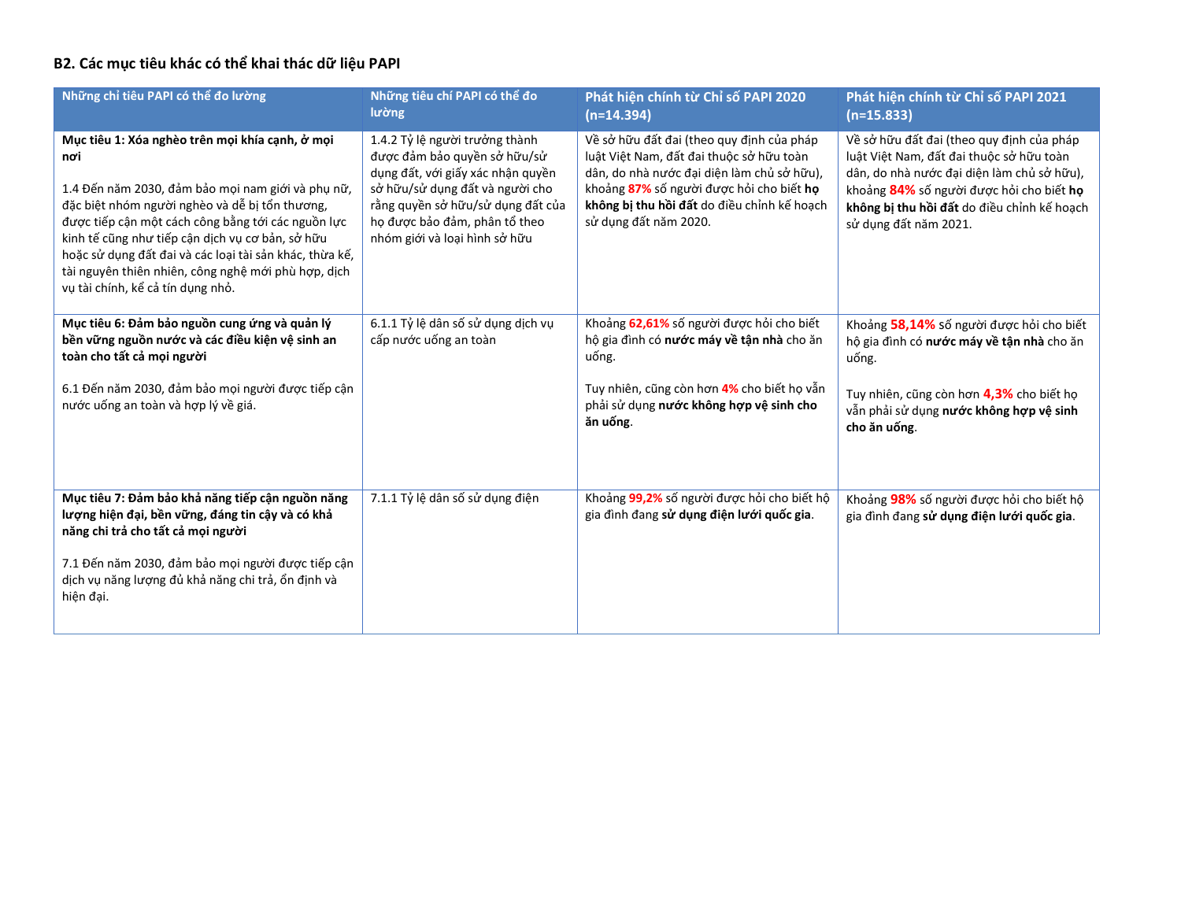### B2. Các mục tiêu khác có thể khai thác dữ liệu PAPI

| Những chỉ tiêu PAPI có thể đo lường | Những tiêu chí PAPI có thể đo lường | Phát hiện chính từ Chỉ số PAPI 2020 (n=14.394) | Phát hiện chính từ Chỉ số PAPI 2021 (n=15.833) |
|---|---|---|---|
| **Mục tiêu 1: Xóa nghèo trên mọi khía cạnh, ở mọi nơi**<br><br>1.4 Đến năm 2030, đảm bảo mọi nam giới và phụ nữ, đặc biệt nhóm người nghèo và dễ bị tổn thương, được tiếp cận một cách công bằng tới các nguồn lực kinh tế cũng như tiếp cận dịch vụ cơ bản, sở hữu hoặc sử dụng đất đai và các loại tài sản khác, thừa kế, tài nguyên thiên nhiên, công nghệ mới phù hợp, dịch vụ tài chính, kể cả tín dụng nhỏ. | 1.4.2 Tỷ lệ người trưởng thành được đảm bảo quyền sở hữu/sử dụng đất, với giấy xác nhận quyền sở hữu/sử dụng đất và người cho rằng quyền sở hữu/sử dụng đất của họ được bảo đảm, phân tổ theo nhóm giới và loại hình sở hữu | Về sở hữu đất đai (theo quy định của pháp luật Việt Nam, đất đai thuộc sở hữu toàn dân, do nhà nước đại diện làm chủ sở hữu), khoảng **87%** số người được hỏi cho biết **họ không bị thu hồi đất** do điều chỉnh kế hoạch sử dụng đất năm 2020. | Về sở hữu đất đai (theo quy định của pháp luật Việt Nam, đất đai thuộc sở hữu toàn dân, do nhà nước đại diện làm chủ sở hữu), khoảng **84%** số người được hỏi cho biết **họ không bị thu hồi đất** do điều chỉnh kế hoạch sử dụng đất năm 2021. |
| **Mục tiêu 6: Đảm bảo nguồn cung ứng và quản lý bền vững nguồn nước và các điều kiện vệ sinh an toàn cho tất cả mọi người**<br><br>6.1 Đến năm 2030, đảm bảo mọi người được tiếp cận nước uống an toàn và hợp lý về giá. | 6.1.1 Tỷ lệ dân số sử dụng dịch vụ cấp nước uống an toàn | Khoảng **62,61%** số người được hỏi cho biết hộ gia đình có **nước máy về tận nhà** cho ăn uống.<br><br>Tuy nhiên, cũng còn hơn **4%** cho biết họ vẫn phải sử dụng **nước không hợp vệ sinh cho ăn uống**. | Khoảng **58,14%** số người được hỏi cho biết hộ gia đình có **nước máy về tận nhà** cho ăn uống.<br><br>Tuy nhiên, cũng còn hơn **4,3%** cho biết họ vẫn phải sử dụng **nước không hợp vệ sinh cho ăn uống**. |
| **Mục tiêu 7: Đảm bảo khả năng tiếp cận nguồn năng lượng hiện đại, bền vững, đáng tin cậy và có khả năng chi trả cho tất cả mọi người**<br><br>7.1 Đến năm 2030, đảm bảo mọi người được tiếp cận dịch vụ năng lượng đủ khả năng chi trả, ổn định và hiện đại. | 7.1.1 Tỷ lệ dân số sử dụng điện | Khoảng **99,2%** số người được hỏi cho biết hộ gia đình đang **sử dụng điện lưới quốc gia**. | Khoảng **98%** số người được hỏi cho biết hộ gia đình đang **sử dụng điện lưới quốc gia**. |